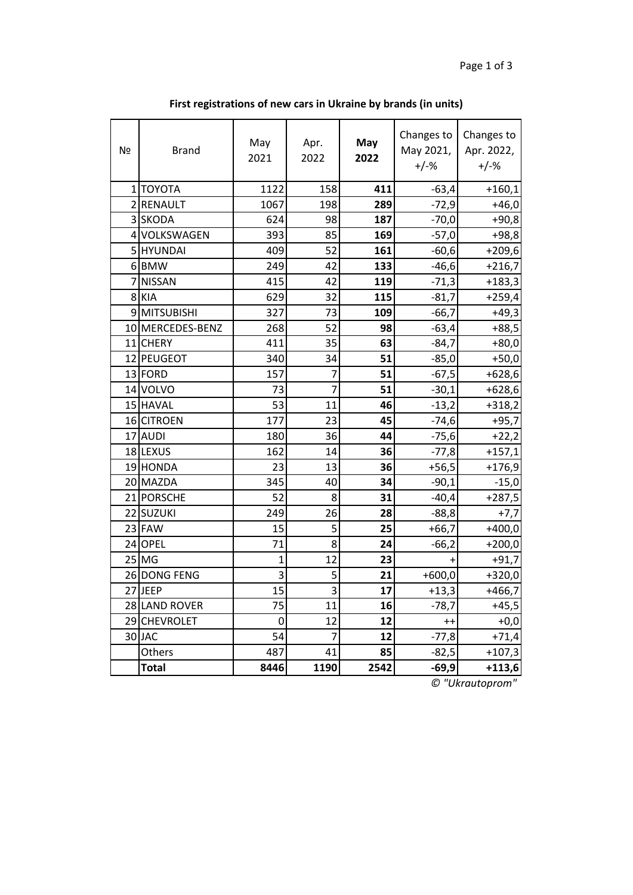**First registrations of new cars in Ukraine by brands (in units)**

| № | Brand | May 2021 | Apr. 2022 | **May 2022** | Changes to May 2021, +/-% | Changes to Apr. 2022, +/-% |
|---|---|---|---|---|---|---|
| 1 | TOYOTA | 1122 | 158 | **411** | -63,4 | +160,1 |
| 2 | RENAULT | 1067 | 198 | **289** | -72,9 | +46,0 |
| 3 | SKODA | 624 | 98 | **187** | -70,0 | +90,8 |
| 4 | VOLKSWAGEN | 393 | 85 | **169** | -57,0 | +98,8 |
| 5 | HYUNDAI | 409 | 52 | **161** | -60,6 | +209,6 |
| 6 | BMW | 249 | 42 | **133** | -46,6 | +216,7 |
| 7 | NISSAN | 415 | 42 | **119** | -71,3 | +183,3 |
| 8 | KIA | 629 | 32 | **115** | -81,7 | +259,4 |
| 9 | MITSUBISHI | 327 | 73 | **109** | -66,7 | +49,3 |
| 10 | MERCEDES-BENZ | 268 | 52 | **98** | -63,4 | +88,5 |
| 11 | CHERY | 411 | 35 | **63** | -84,7 | +80,0 |
| 12 | PEUGEOT | 340 | 34 | **51** | -85,0 | +50,0 |
| 13 | FORD | 157 | 7 | **51** | -67,5 | +628,6 |
| 14 | VOLVO | 73 | 7 | **51** | -30,1 | +628,6 |
| 15 | HAVAL | 53 | 11 | **46** | -13,2 | +318,2 |
| 16 | CITROEN | 177 | 23 | **45** | -74,6 | +95,7 |
| 17 | AUDI | 180 | 36 | **44** | -75,6 | +22,2 |
| 18 | LEXUS | 162 | 14 | **36** | -77,8 | +157,1 |
| 19 | HONDA | 23 | 13 | **36** | +56,5 | +176,9 |
| 20 | MAZDA | 345 | 40 | **34** | -90,1 | -15,0 |
| 21 | PORSCHE | 52 | 8 | **31** | -40,4 | +287,5 |
| 22 | SUZUKI | 249 | 26 | **28** | -88,8 | +7,7 |
| 23 | FAW | 15 | 5 | **25** | +66,7 | +400,0 |
| 24 | OPEL | 71 | 8 | **24** | -66,2 | +200,0 |
| 25 | MG | 1 | 12 | **23** | + | +91,7 |
| 26 | DONG FENG | 3 | 5 | **21** | +600,0 | +320,0 |
| 27 | JEEP | 15 | 3 | **17** | +13,3 | +466,7 |
| 28 | LAND ROVER | 75 | 11 | **16** | -78,7 | +45,5 |
| 29 | CHEVROLET | 0 | 12 | **12** | ++ | +0,0 |
| 30 | JAC | 54 | 7 | **12** | -77,8 | +71,4 |
| | Others | 487 | 41 | **85** | -82,5 | +107,3 |
| | **Total** | **8446** | **1190** | **2542** | **-69,9** | **+113,6** |

*© "Ukrautoprom"*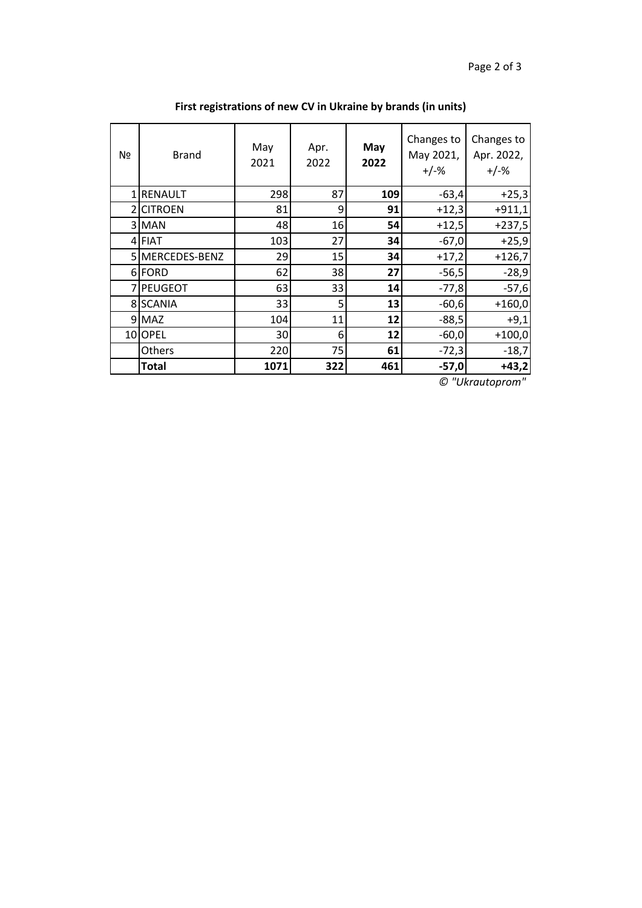**First registrations of new CV in Ukraine by brands (in units)**

| № | Brand | May 2021 | Apr. 2022 | **May 2022** | Changes to May 2021, +/-% | Changes to Apr. 2022, +/-% |
|---|---|---|---|---|---|---|
| 1 | RENAULT | 298 | 87 | **109** | -63,4 | +25,3 |
| 2 | CITROEN | 81 | 9 | **91** | +12,3 | +911,1 |
| 3 | MAN | 48 | 16 | **54** | +12,5 | +237,5 |
| 4 | FIAT | 103 | 27 | **34** | -67,0 | +25,9 |
| 5 | MERCEDES-BENZ | 29 | 15 | **34** | +17,2 | +126,7 |
| 6 | FORD | 62 | 38 | **27** | -56,5 | -28,9 |
| 7 | PEUGEOT | 63 | 33 | **14** | -77,8 | -57,6 |
| 8 | SCANIA | 33 | 5 | **13** | -60,6 | +160,0 |
| 9 | MAZ | 104 | 11 | **12** | -88,5 | +9,1 |
| 10 | OPEL | 30 | 6 | **12** | -60,0 | +100,0 |
| | Others | 220 | 75 | **61** | -72,3 | -18,7 |
| | **Total** | **1071** | **322** | **461** | **-57,0** | **+43,2** |

*© "Ukrautoprom"*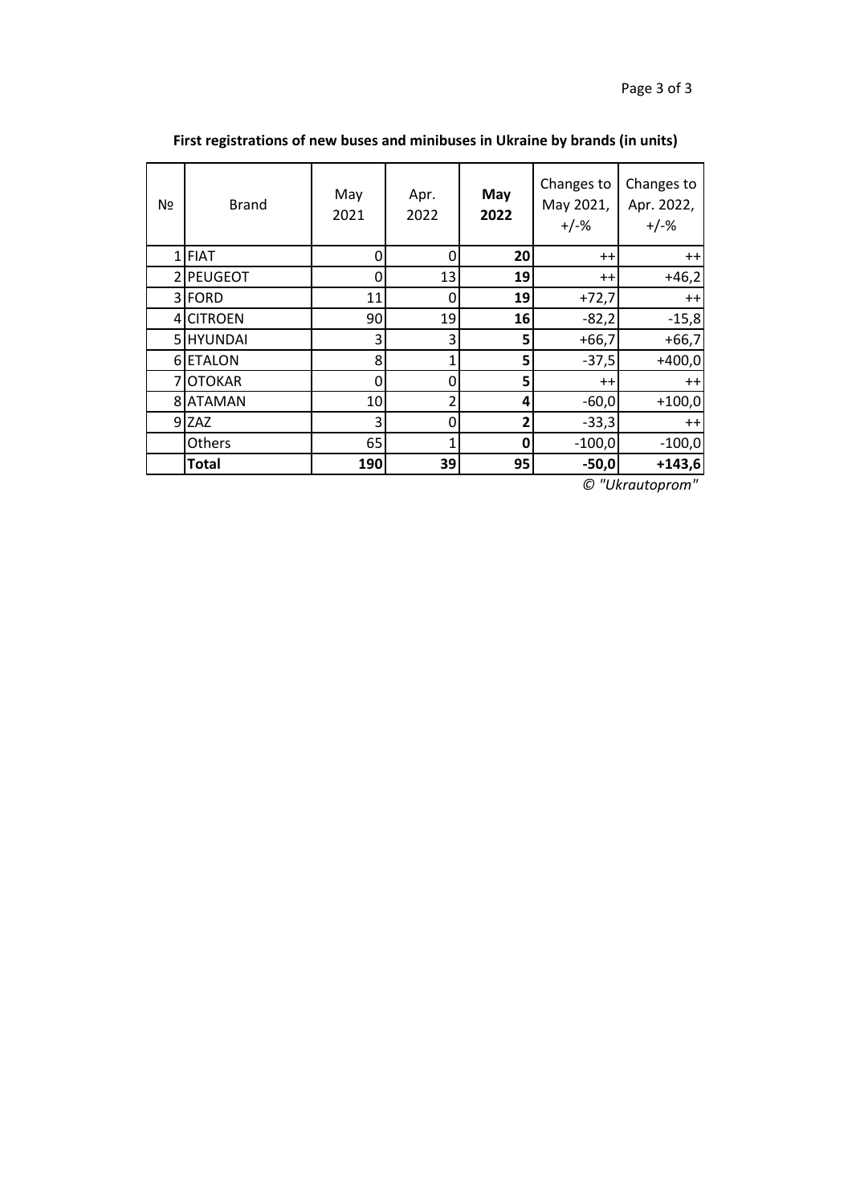**First registrations of new buses and minibuses in Ukraine by brands (in units)**

| № | Brand | May 2021 | Apr. 2022 | **May 2022** | Changes to May 2021, +/-% | Changes to Apr. 2022, +/-% |
|---|---|---|---|---|---|---|
| 1 | FIAT | 0 | 0 | **20** | ++ | ++ |
| 2 | PEUGEOT | 0 | 13 | **19** | ++ | +46,2 |
| 3 | FORD | 11 | 0 | **19** | +72,7 | ++ |
| 4 | CITROEN | 90 | 19 | **16** | -82,2 | -15,8 |
| 5 | HYUNDAI | 3 | 3 | **5** | +66,7 | +66,7 |
| 6 | ETALON | 8 | 1 | **5** | -37,5 | +400,0 |
| 7 | OTOKAR | 0 | 0 | **5** | ++ | ++ |
| 8 | ATAMAN | 10 | 2 | **4** | -60,0 | +100,0 |
| 9 | ZAZ | 3 | 0 | **2** | -33,3 | ++ |
| | Others | 65 | 1 | **0** | -100,0 | -100,0 |
| | **Total** | **190** | **39** | **95** | **-50,0** | **+143,6** |

*© "Ukrautoprom"*